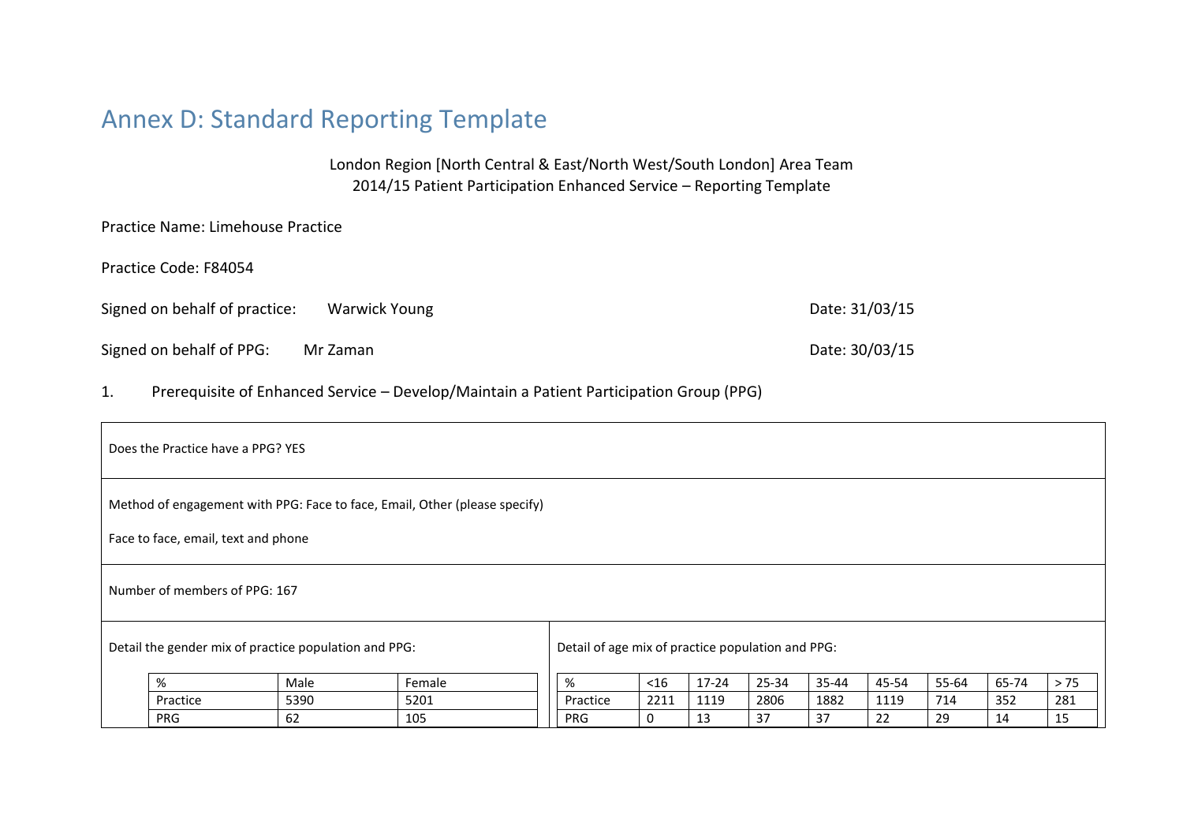# Annex D: Standard Reporting Template

London Region [North Central & East/North West/South London] Area Team
2014/15 Patient Participation Enhanced Service – Reporting Template

Practice Name: Limehouse Practice

Practice Code: F84054

Signed on behalf of practice: Warwick Young Date: 31/03/15

Signed on behalf of PPG: Mr Zaman Date: 30/03/15

1. Prerequisite of Enhanced Service – Develop/Maintain a Patient Participation Group (PPG)

Does the Practice have a PPG? YES

Method of engagement with PPG: Face to face, Email, Other (please specify)

Face to face, email, text and phone

Number of members of PPG: 167

Detail the gender mix of practice population and PPG:

| % | Male | Female |
|---|---|---|
| Practice | 5390 | 5201 |
| PRG | 62 | 105 |

Detail of age mix of practice population and PPG:

| % | <16 | 17-24 | 25-34 | 35-44 | 45-54 | 55-64 | 65-74 | > 75 |
|---|---|---|---|---|---|---|---|---|
| Practice | 2211 | 1119 | 2806 | 1882 | 1119 | 714 | 352 | 281 |
| PRG | 0 | 13 | 37 | 37 | 22 | 29 | 14 | 15 |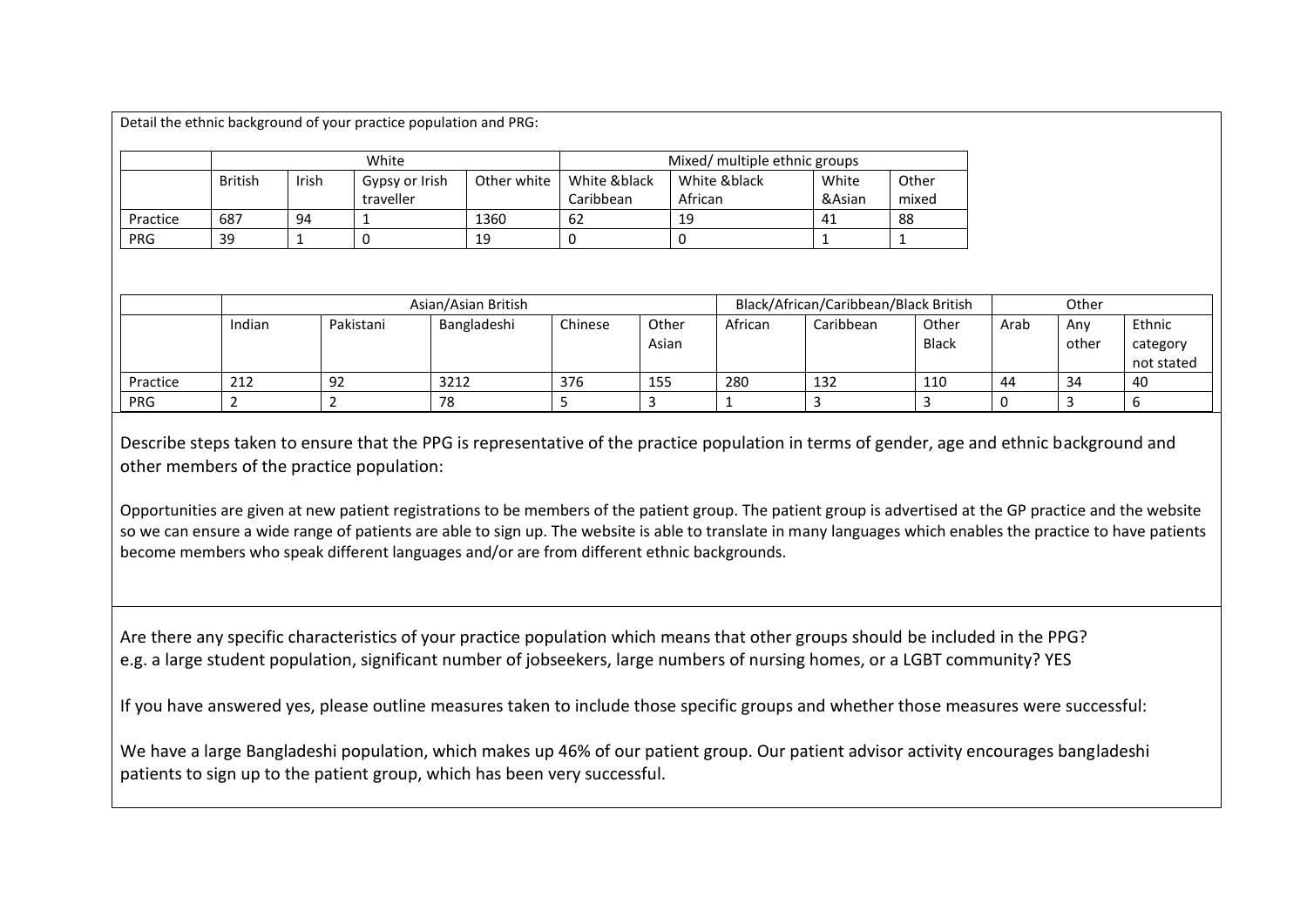Detail the ethnic background of your practice population and PRG:

| | White | | | | Mixed/ multiple ethnic groups | | | |
|---|---|---|---|---|---|---|---|---|
| | British | Irish | Gypsy or Irish traveller | Other white | White &black Caribbean | White &black African | White &Asian | Other mixed |
| Practice | 687 | 94 | 1 | 1360 | 62 | 19 | 41 | 88 |
| PRG | 39 | 1 | 0 | 19 | 0 | 0 | 1 | 1 |

| | Asian/Asian British | | | | | Black/African/Caribbean/Black British | | | Other | | |
|---|---|---|---|---|---|---|---|---|---|---|---|
| | Indian | Pakistani | Bangladeshi | Chinese | Other Asian | African | Caribbean | Other Black | Arab | Any other | Ethnic category not stated |
| Practice | 212 | 92 | 3212 | 376 | 155 | 280 | 132 | 110 | 44 | 34 | 40 |
| PRG | 2 | 2 | 78 | 5 | 3 | 1 | 3 | 3 | 0 | 3 | 6 |

Describe steps taken to ensure that the PPG is representative of the practice population in terms of gender, age and ethnic background and other members of the practice population:

Opportunities are given at new patient registrations to be members of the patient group. The patient group is advertised at the GP practice and the website so we can ensure a wide range of patients are able to sign up. The website is able to translate in many languages which enables the practice to have patients become members who speak different languages and/or are from different ethnic backgrounds.

Are there any specific characteristics of your practice population which means that other groups should be included in the PPG?
e.g. a large student population, significant number of jobseekers, large numbers of nursing homes, or a LGBT community? YES

If you have answered yes, please outline measures taken to include those specific groups and whether those measures were successful:

We have a large Bangladeshi population, which makes up 46% of our patient group. Our patient advisor activity encourages bangladeshi patients to sign up to the patient group, which has been very successful.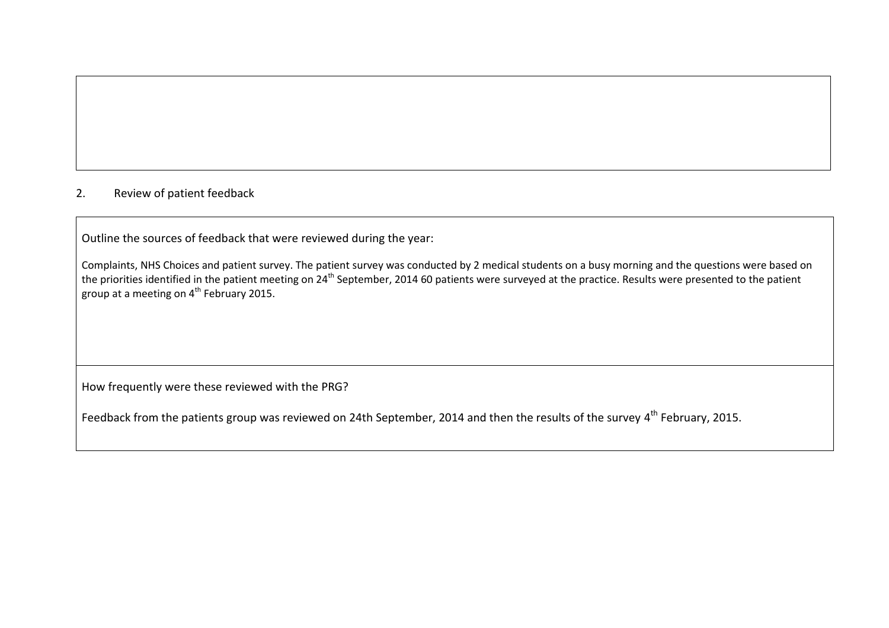## 2. Review of patient feedback

**Outline the sources of feedback that were reviewed during the year:**

Complaints, NHS Choices and patient survey. The patient survey was conducted by 2 medical students on a busy morning and the questions were based on the priorities identified in the patient meeting on 24th September, 2014 60 patients were surveyed at the practice. Results were presented to the patient group at a meeting on 4th February 2015.

**How frequently were these reviewed with the PRG?**

Feedback from the patients group was reviewed on 24th September, 2014 and then the results of the survey 4th February, 2015.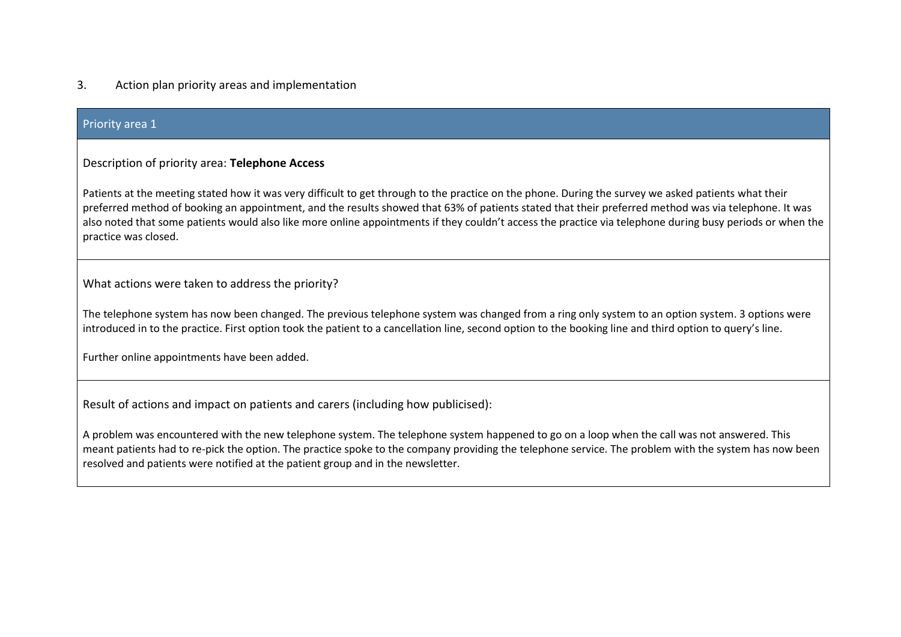## 3. Action plan priority areas and implementation

### Priority area 1

Description of priority area: **Telephone Access**

Patients at the meeting stated how it was very difficult to get through to the practice on the phone. During the survey we asked patients what their preferred method of booking an appointment, and the results showed that 63% of patients stated that their preferred method was via telephone. It was also noted that some patients would also like more online appointments if they couldn't access the practice via telephone during busy periods or when the practice was closed.

What actions were taken to address the priority?

The telephone system has now been changed. The previous telephone system was changed from a ring only system to an option system. 3 options were introduced in to the practice. First option took the patient to a cancellation line, second option to the booking line and third option to query's line.

Further online appointments have been added.

Result of actions and impact on patients and carers (including how publicised):

A problem was encountered with the new telephone system. The telephone system happened to go on a loop when the call was not answered. This meant patients had to re-pick the option. The practice spoke to the company providing the telephone service. The problem with the system has now been resolved and patients were notified at the patient group and in the newsletter.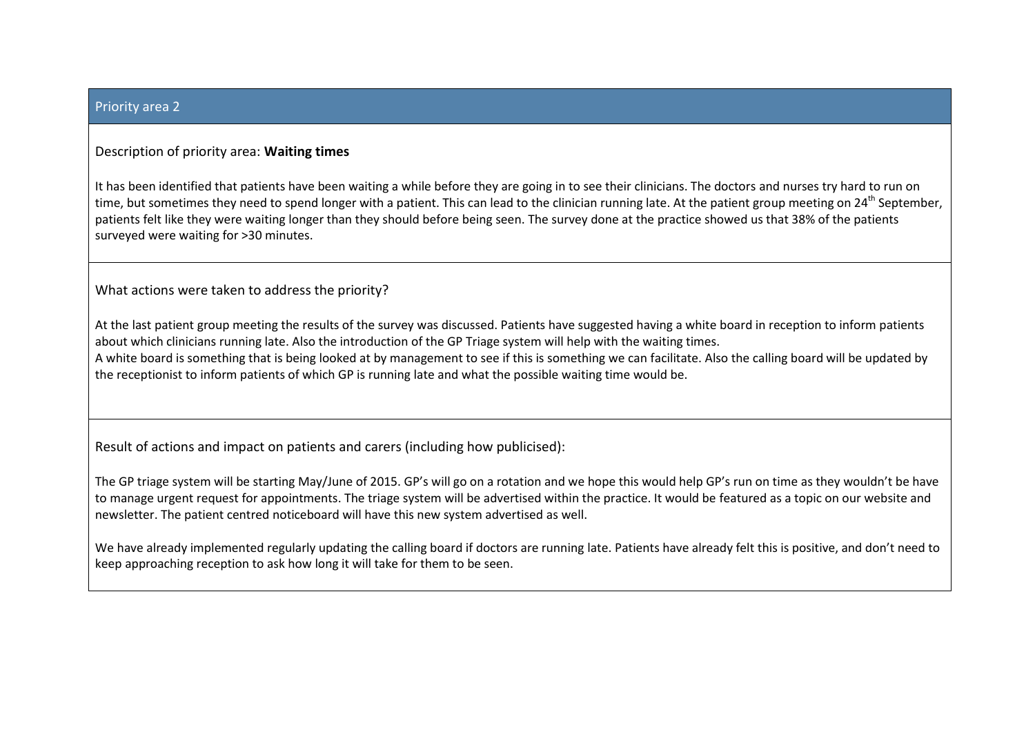## Priority area 2

Description of priority area: **Waiting times**

It has been identified that patients have been waiting a while before they are going in to see their clinicians. The doctors and nurses try hard to run on time, but sometimes they need to spend longer with a patient. This can lead to the clinician running late. At the patient group meeting on 24th September, patients felt like they were waiting longer than they should before being seen. The survey done at the practice showed us that 38% of the patients surveyed were waiting for >30 minutes.

What actions were taken to address the priority?

At the last patient group meeting the results of the survey was discussed. Patients have suggested having a white board in reception to inform patients about which clinicians running late. Also the introduction of the GP Triage system will help with the waiting times.
A white board is something that is being looked at by management to see if this is something we can facilitate. Also the calling board will be updated by the receptionist to inform patients of which GP is running late and what the possible waiting time would be.

Result of actions and impact on patients and carers (including how publicised):

The GP triage system will be starting May/June of 2015. GP's will go on a rotation and we hope this would help GP's run on time as they wouldn't be have to manage urgent request for appointments. The triage system will be advertised within the practice. It would be featured as a topic on our website and newsletter. The patient centred noticeboard will have this new system advertised as well.

We have already implemented regularly updating the calling board if doctors are running late. Patients have already felt this is positive, and don't need to keep approaching reception to ask how long it will take for them to be seen.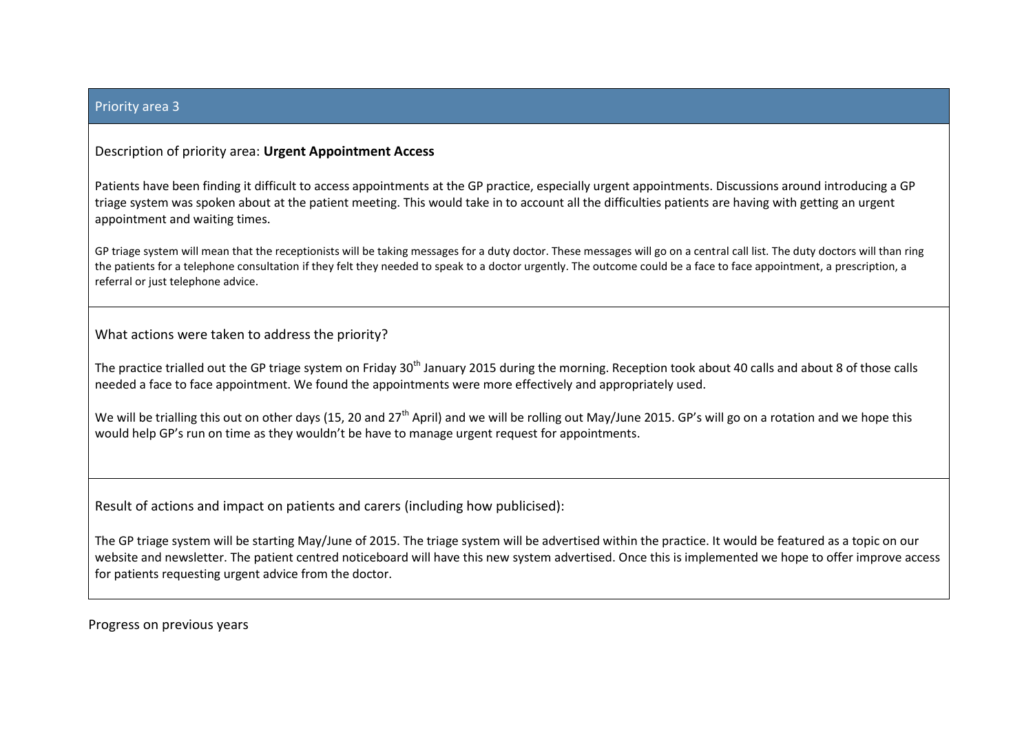## Priority area 3

Description of priority area: **Urgent Appointment Access**

Patients have been finding it difficult to access appointments at the GP practice, especially urgent appointments. Discussions around introducing a GP triage system was spoken about at the patient meeting. This would take in to account all the difficulties patients are having with getting an urgent appointment and waiting times.

GP triage system will mean that the receptionists will be taking messages for a duty doctor. These messages will go on a central call list. The duty doctors will than ring the patients for a telephone consultation if they felt they needed to speak to a doctor urgently. The outcome could be a face to face appointment, a prescription, a referral or just telephone advice.

What actions were taken to address the priority?

The practice trialled out the GP triage system on Friday 30th January 2015 during the morning. Reception took about 40 calls and about 8 of those calls needed a face to face appointment. We found the appointments were more effectively and appropriately used.

We will be trialling this out on other days (15, 20 and 27th April) and we will be rolling out May/June 2015. GP's will go on a rotation and we hope this would help GP's run on time as they wouldn't be have to manage urgent request for appointments.

Result of actions and impact on patients and carers (including how publicised):

The GP triage system will be starting May/June of 2015. The triage system will be advertised within the practice. It would be featured as a topic on our website and newsletter. The patient centred noticeboard will have this new system advertised. Once this is implemented we hope to offer improve access for patients requesting urgent advice from the doctor.

Progress on previous years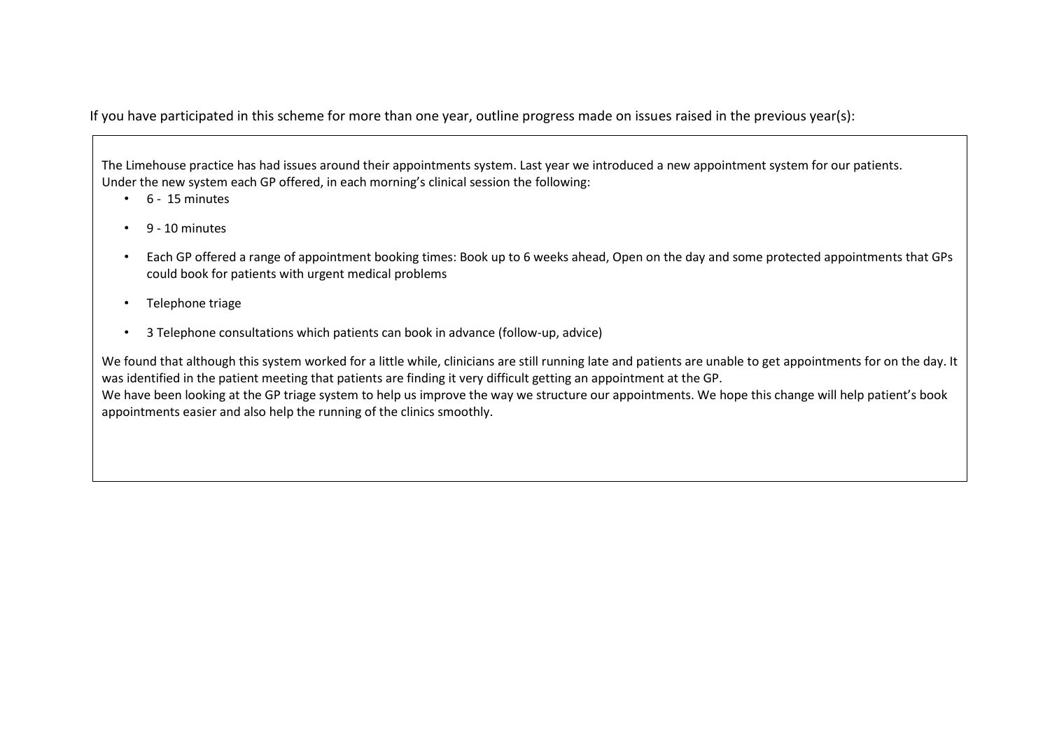If you have participated in this scheme for more than one year, outline progress made on issues raised in the previous year(s):

The Limehouse practice has had issues around their appointments system. Last year we introduced a new appointment system for our patients.
Under the new system each GP offered, in each morning's clinical session the following:

- 6 - 15 minutes
- 9 - 10 minutes
- Each GP offered a range of appointment booking times: Book up to 6 weeks ahead, Open on the day and some protected appointments that GPs could book for patients with urgent medical problems
- Telephone triage
- 3 Telephone consultations which patients can book in advance (follow-up, advice)

We found that although this system worked for a little while, clinicians are still running late and patients are unable to get appointments for on the day. It was identified in the patient meeting that patients are finding it very difficult getting an appointment at the GP.
We have been looking at the GP triage system to help us improve the way we structure our appointments. We hope this change will help patient's book appointments easier and also help the running of the clinics smoothly.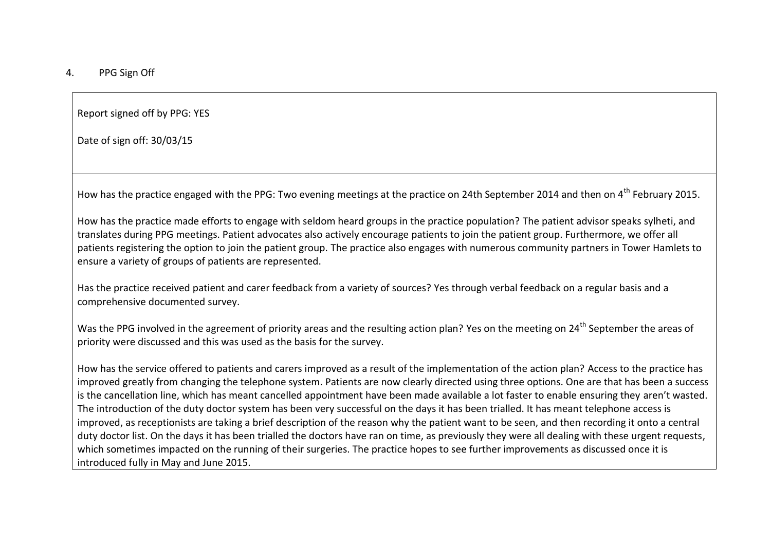4. PPG Sign Off

Report signed off by PPG: YES

Date of sign off: 30/03/15

How has the practice engaged with the PPG: Two evening meetings at the practice on 24th September 2014 and then on 4th February 2015.

How has the practice made efforts to engage with seldom heard groups in the practice population? The patient advisor speaks sylheti, and translates during PPG meetings. Patient advocates also actively encourage patients to join the patient group. Furthermore, we offer all patients registering the option to join the patient group. The practice also engages with numerous community partners in Tower Hamlets to ensure a variety of groups of patients are represented.

Has the practice received patient and carer feedback from a variety of sources? Yes through verbal feedback on a regular basis and a comprehensive documented survey.

Was the PPG involved in the agreement of priority areas and the resulting action plan? Yes on the meeting on 24th September the areas of priority were discussed and this was used as the basis for the survey.

How has the service offered to patients and carers improved as a result of the implementation of the action plan? Access to the practice has improved greatly from changing the telephone system. Patients are now clearly directed using three options. One are that has been a success is the cancellation line, which has meant cancelled appointment have been made available a lot faster to enable ensuring they aren't wasted. The introduction of the duty doctor system has been very successful on the days it has been trialled. It has meant telephone access is improved, as receptionists are taking a brief description of the reason why the patient want to be seen, and then recording it onto a central duty doctor list. On the days it has been trialled the doctors have ran on time, as previously they were all dealing with these urgent requests, which sometimes impacted on the running of their surgeries. The practice hopes to see further improvements as discussed once it is introduced fully in May and June 2015.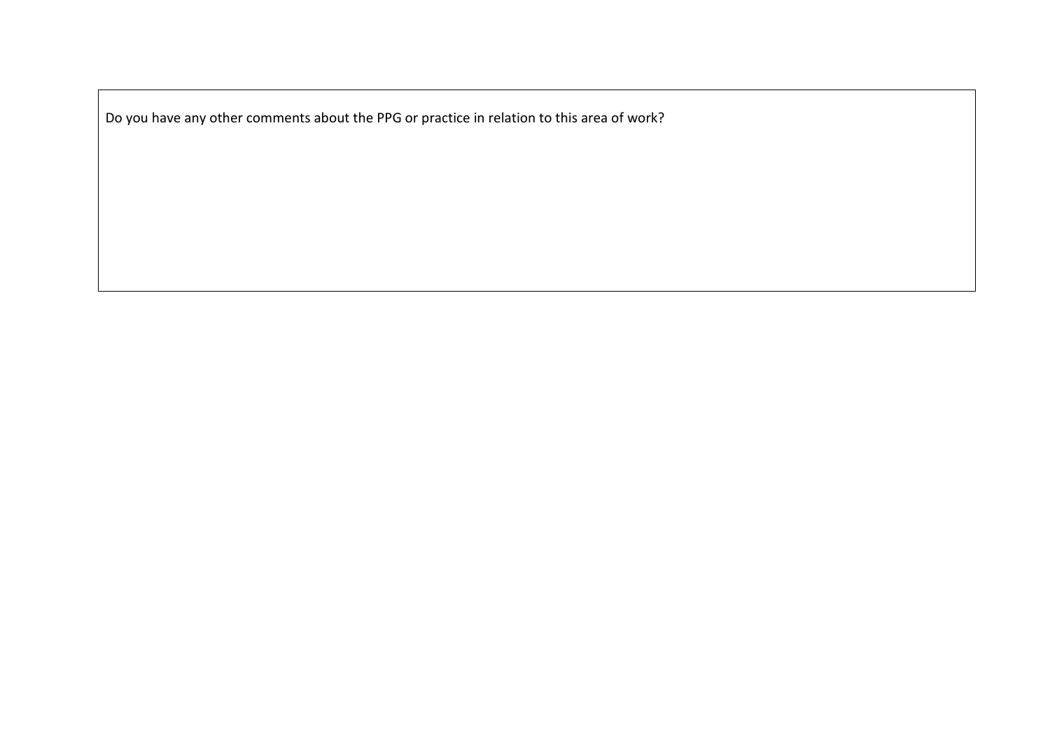Do you have any other comments about the PPG or practice in relation to this area of work?